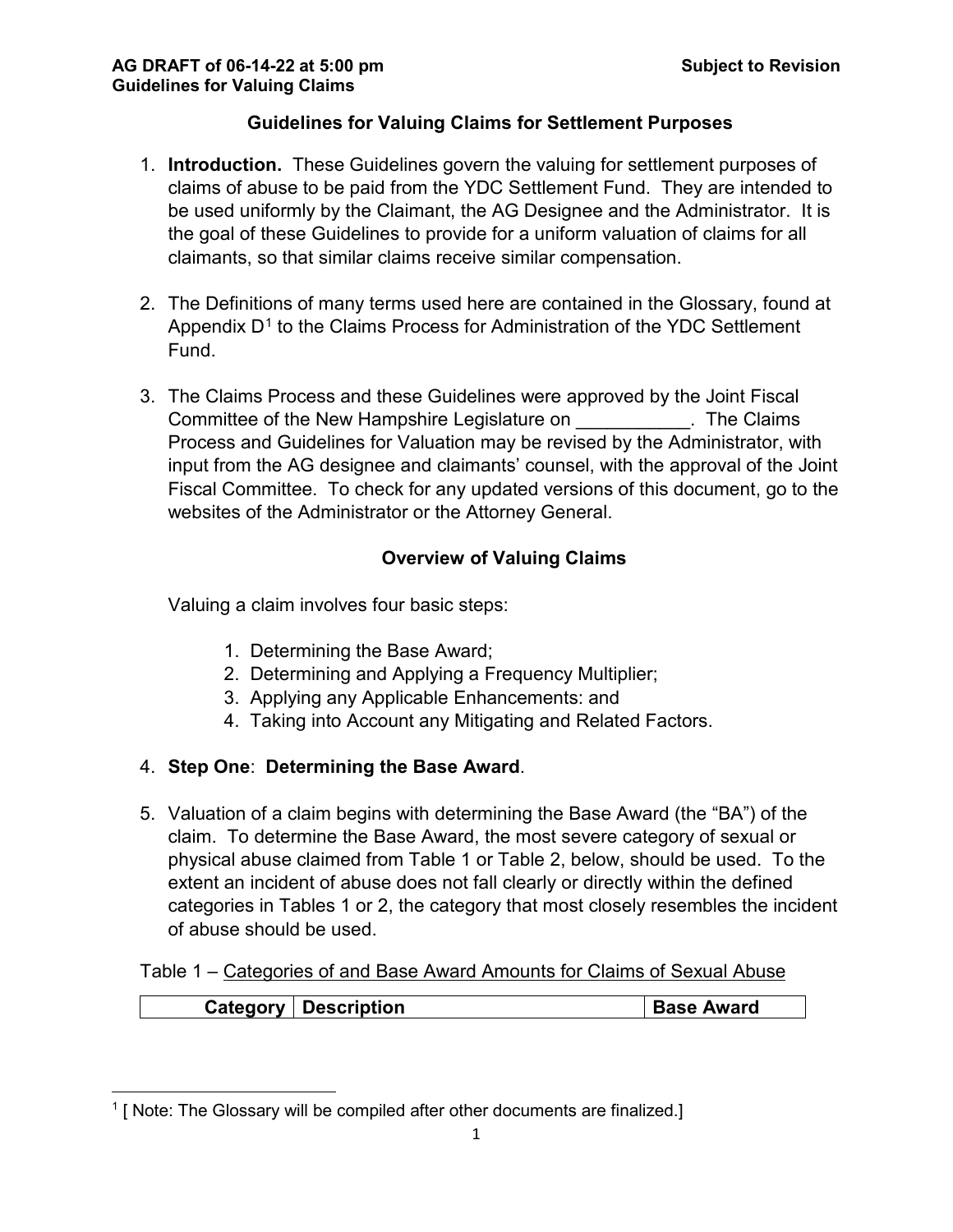AG DRAFT of 06-14-22 at 5:00 pm — Subject to Revision

**Guidelines for Valuing Claims**

## Guidelines for Valuing Claims for Settlement Purposes

1. **Introduction.** These Guidelines govern the valuing for settlement purposes of claims of abuse to be paid from the YDC Settlement Fund. They are intended to be used uniformly by the Claimant, the AG Designee and the Administrator. It is the goal of these Guidelines to provide for a uniform valuation of claims for all claimants, so that similar claims receive similar compensation.

2. The Definitions of many terms used here are contained in the Glossary, found at Appendix D[1] to the Claims Process for Administration of the YDC Settlement Fund.

3. The Claims Process and these Guidelines were approved by the Joint Fiscal Committee of the New Hampshire Legislature on ___________. The Claims Process and Guidelines for Valuation may be revised by the Administrator, with input from the AG designee and claimants' counsel, with the approval of the Joint Fiscal Committee. To check for any updated versions of this document, go to the websites of the Administrator or the Attorney General.

### Overview of Valuing Claims

Valuing a claim involves four basic steps:

1. Determining the Base Award;
2. Determining and Applying a Frequency Multiplier;
3. Applying any Applicable Enhancements: and
4. Taking into Account any Mitigating and Related Factors.

4. **Step One**: **Determining the Base Award**.

5. Valuation of a claim begins with determining the Base Award (the "BA") of the claim. To determine the Base Award, the most severe category of sexual or physical abuse claimed from Table 1 or Table 2, below, should be used. To the extent an incident of abuse does not fall clearly or directly within the defined categories in Tables 1 or 2, the category that most closely resembles the incident of abuse should be used.

Table 1 – Categories of and Base Award Amounts for Claims of Sexual Abuse

| Category | Description | Base Award |
|---|---|---|

[1] [ Note: The Glossary will be compiled after other documents are finalized.]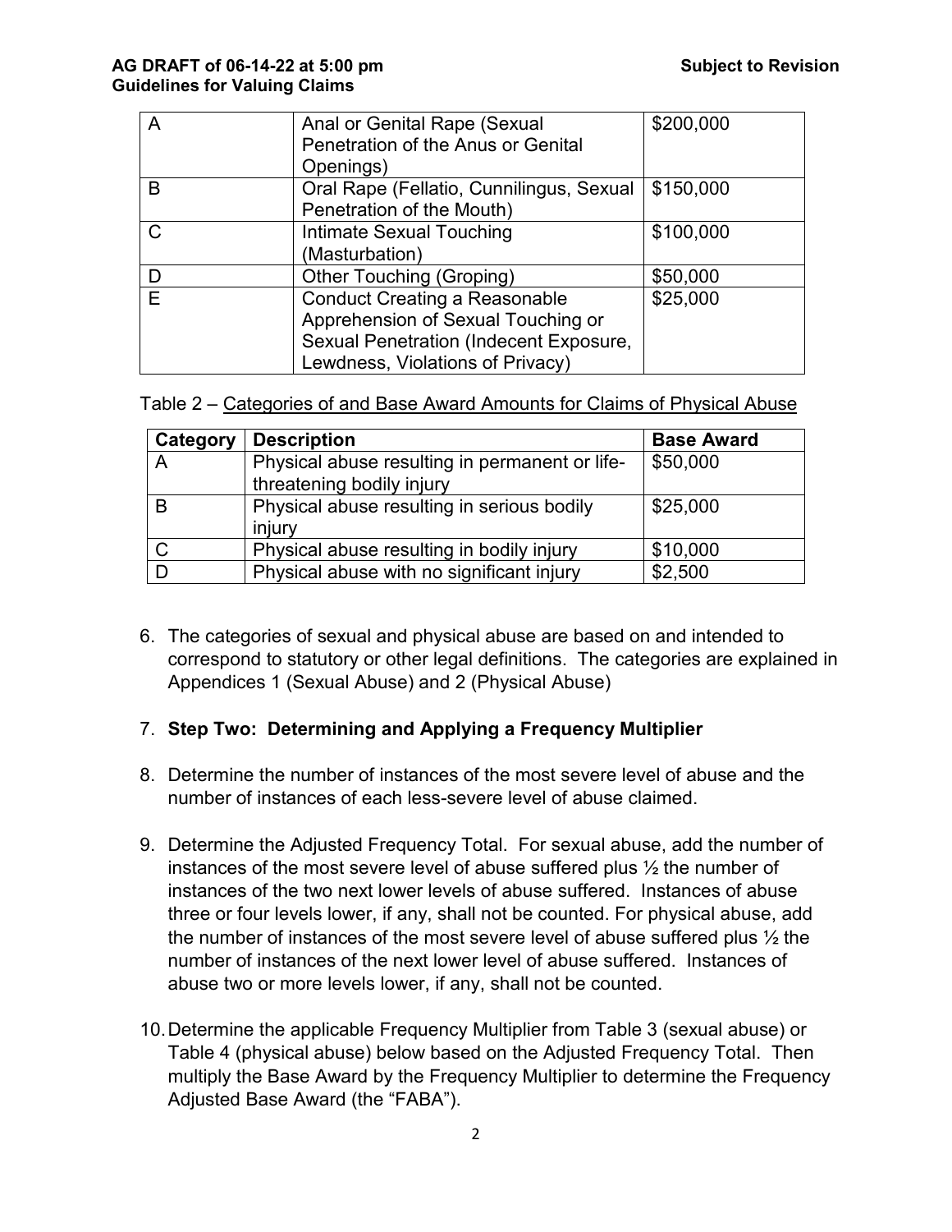| | | |
|---|---|---|
| A | Anal or Genital Rape (Sexual Penetration of the Anus or Genital Openings) | $200,000 |
| B | Oral Rape (Fellatio, Cunnilingus, Sexual Penetration of the Mouth) | $150,000 |
| C | Intimate Sexual Touching (Masturbation) | $100,000 |
| D | Other Touching (Groping) | $50,000 |
| E | Conduct Creating a Reasonable Apprehension of Sexual Touching or Sexual Penetration (Indecent Exposure, Lewdness, Violations of Privacy) | $25,000 |

Table 2 – Categories of and Base Award Amounts for Claims of Physical Abuse

| Category | Description | Base Award |
|---|---|---|
| A | Physical abuse resulting in permanent or life-threatening bodily injury | $50,000 |
| B | Physical abuse resulting in serious bodily injury | $25,000 |
| C | Physical abuse resulting in bodily injury | $10,000 |
| D | Physical abuse with no significant injury | $2,500 |

6. The categories of sexual and physical abuse are based on and intended to correspond to statutory or other legal definitions. The categories are explained in Appendices 1 (Sexual Abuse) and 2 (Physical Abuse)

7. **Step Two: Determining and Applying a Frequency Multiplier**

8. Determine the number of instances of the most severe level of abuse and the number of instances of each less-severe level of abuse claimed.

9. Determine the Adjusted Frequency Total. For sexual abuse, add the number of instances of the most severe level of abuse suffered plus ½ the number of instances of the two next lower levels of abuse suffered. Instances of abuse three or four levels lower, if any, shall not be counted. For physical abuse, add the number of instances of the most severe level of abuse suffered plus ½ the number of instances of the next lower level of abuse suffered. Instances of abuse two or more levels lower, if any, shall not be counted.

10. Determine the applicable Frequency Multiplier from Table 3 (sexual abuse) or Table 4 (physical abuse) below based on the Adjusted Frequency Total. Then multiply the Base Award by the Frequency Multiplier to determine the Frequency Adjusted Base Award (the "FABA").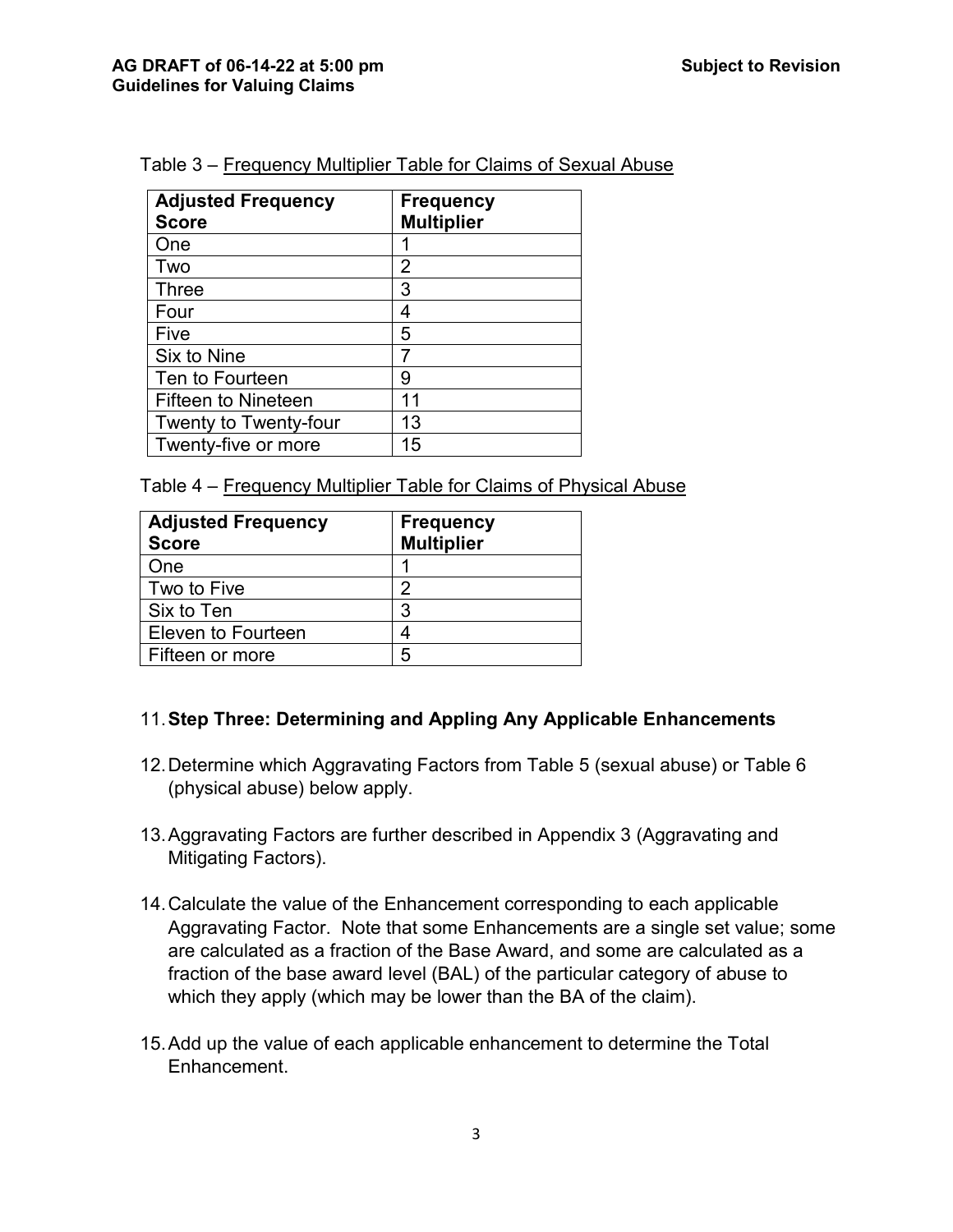Table 3 – Frequency Multiplier Table for Claims of Sexual Abuse

| Adjusted Frequency Score | Frequency Multiplier |
|---|---|
| One | 1 |
| Two | 2 |
| Three | 3 |
| Four | 4 |
| Five | 5 |
| Six to Nine | 7 |
| Ten to Fourteen | 9 |
| Fifteen to Nineteen | 11 |
| Twenty to Twenty-four | 13 |
| Twenty-five or more | 15 |

Table 4 – Frequency Multiplier Table for Claims of Physical Abuse

| Adjusted Frequency Score | Frequency Multiplier |
|---|---|
| One | 1 |
| Two to Five | 2 |
| Six to Ten | 3 |
| Eleven to Fourteen | 4 |
| Fifteen or more | 5 |

11. **Step Three: Determining and Appling Any Applicable Enhancements**

12. Determine which Aggravating Factors from Table 5 (sexual abuse) or Table 6 (physical abuse) below apply.

13. Aggravating Factors are further described in Appendix 3 (Aggravating and Mitigating Factors).

14. Calculate the value of the Enhancement corresponding to each applicable Aggravating Factor. Note that some Enhancements are a single set value; some are calculated as a fraction of the Base Award, and some are calculated as a fraction of the base award level (BAL) of the particular category of abuse to which they apply (which may be lower than the BA of the claim).

15. Add up the value of each applicable enhancement to determine the Total Enhancement.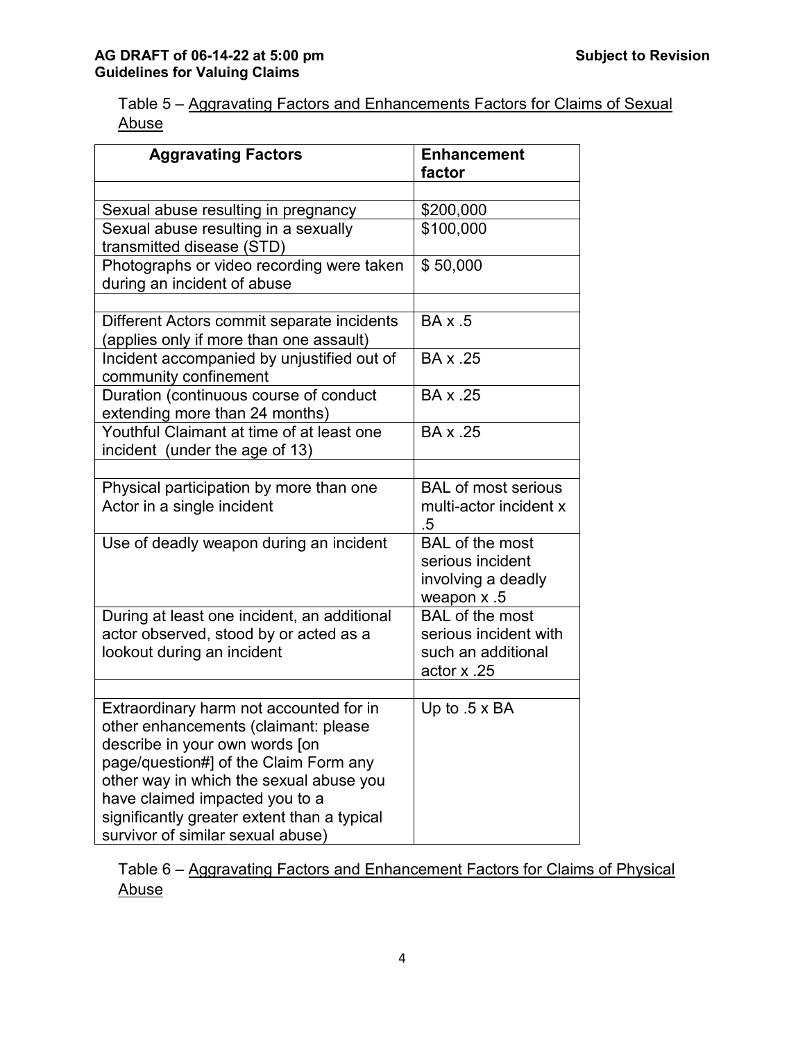Table 5 – Aggravating Factors and Enhancements Factors for Claims of Sexual Abuse

| Aggravating Factors | Enhancement factor |
|---|---|
| | |
| Sexual abuse resulting in pregnancy | $200,000 |
| Sexual abuse resulting in a sexually transmitted disease (STD) | $100,000 |
| Photographs or video recording were taken during an incident of abuse | $ 50,000 |
| | |
| Different Actors commit separate incidents (applies only if more than one assault) | BA x .5 |
| Incident accompanied by unjustified out of community confinement | BA x .25 |
| Duration (continuous course of conduct extending more than 24 months) | BA x .25 |
| Youthful Claimant at time of at least one incident (under the age of 13) | BA x .25 |
| | |
| Physical participation by more than one Actor in a single incident | BAL of most serious multi-actor incident x .5 |
| Use of deadly weapon during an incident | BAL of the most serious incident involving a deadly weapon x .5 |
| During at least one incident, an additional actor observed, stood by or acted as a lookout during an incident | BAL of the most serious incident with such an additional actor x .25 |
| | |
| Extraordinary harm not accounted for in other enhancements (claimant: please describe in your own words [on page/question#] of the Claim Form any other way in which the sexual abuse you have claimed impacted you to a significantly greater extent than a typical survivor of similar sexual abuse) | Up to .5 x BA |

Table 6 – Aggravating Factors and Enhancement Factors for Claims of Physical Abuse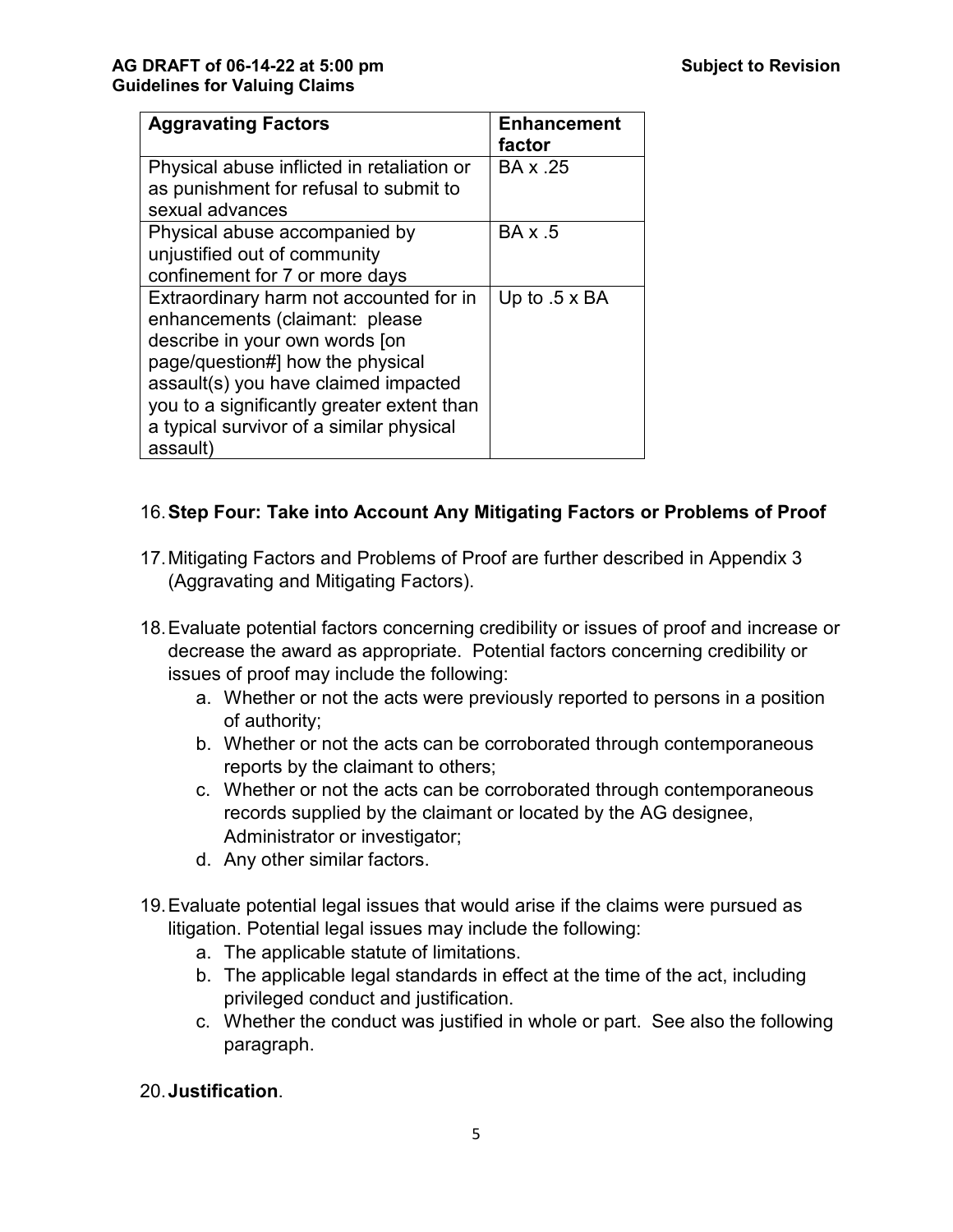| Aggravating Factors | Enhancement factor |
| --- | --- |
| Physical abuse inflicted in retaliation or as punishment for refusal to submit to sexual advances | BA x .25 |
| Physical abuse accompanied by unjustified out of community confinement for 7 or more days | BA x .5 |
| Extraordinary harm not accounted for in enhancements (claimant: please describe in your own words [on page/question#] how the physical assault(s) you have claimed impacted you to a significantly greater extent than a typical survivor of a similar physical assault) | Up to .5 x BA |

16. **Step Four: Take into Account Any Mitigating Factors or Problems of Proof**

17. Mitigating Factors and Problems of Proof are further described in Appendix 3 (Aggravating and Mitigating Factors).

18. Evaluate potential factors concerning credibility or issues of proof and increase or decrease the award as appropriate. Potential factors concerning credibility or issues of proof may include the following:
    a. Whether or not the acts were previously reported to persons in a position of authority;
    b. Whether or not the acts can be corroborated through contemporaneous reports by the claimant to others;
    c. Whether or not the acts can be corroborated through contemporaneous records supplied by the claimant or located by the AG designee, Administrator or investigator;
    d. Any other similar factors.

19. Evaluate potential legal issues that would arise if the claims were pursued as litigation. Potential legal issues may include the following:
    a. The applicable statute of limitations.
    b. The applicable legal standards in effect at the time of the act, including privileged conduct and justification.
    c. Whether the conduct was justified in whole or part. See also the following paragraph.

20. **Justification**.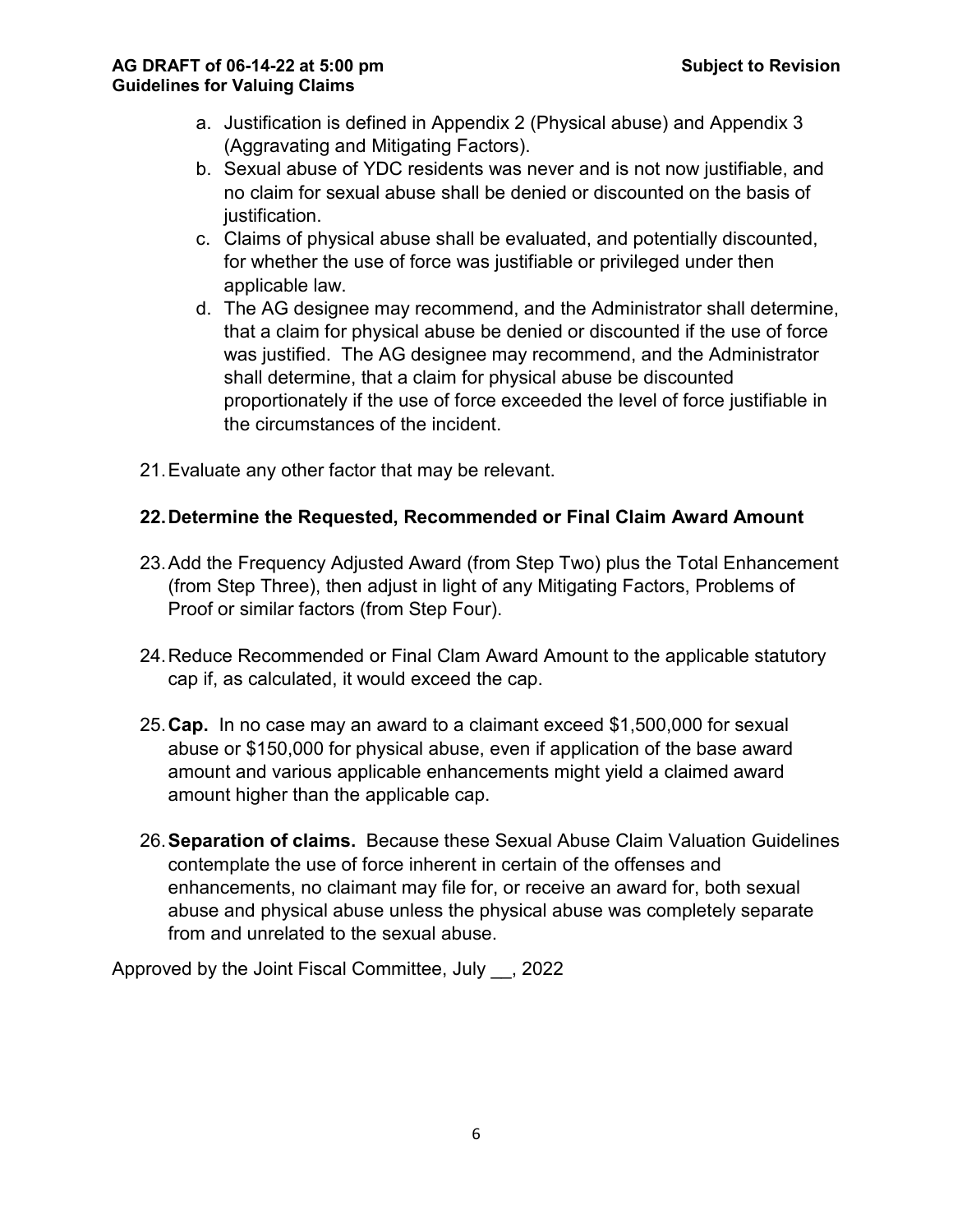a. Justification is defined in Appendix 2 (Physical abuse) and Appendix 3 (Aggravating and Mitigating Factors).
b. Sexual abuse of YDC residents was never and is not now justifiable, and no claim for sexual abuse shall be denied or discounted on the basis of justification.
c. Claims of physical abuse shall be evaluated, and potentially discounted, for whether the use of force was justifiable or privileged under then applicable law.
d. The AG designee may recommend, and the Administrator shall determine, that a claim for physical abuse be denied or discounted if the use of force was justified. The AG designee may recommend, and the Administrator shall determine, that a claim for physical abuse be discounted proportionately if the use of force exceeded the level of force justifiable in the circumstances of the incident.

21. Evaluate any other factor that may be relevant.

**22. Determine the Requested, Recommended or Final Claim Award Amount**

23. Add the Frequency Adjusted Award (from Step Two) plus the Total Enhancement (from Step Three), then adjust in light of any Mitigating Factors, Problems of Proof or similar factors (from Step Four).

24. Reduce Recommended or Final Clam Award Amount to the applicable statutory cap if, as calculated, it would exceed the cap.

25. **Cap.** In no case may an award to a claimant exceed $1,500,000 for sexual abuse or $150,000 for physical abuse, even if application of the base award amount and various applicable enhancements might yield a claimed award amount higher than the applicable cap.

26. **Separation of claims.** Because these Sexual Abuse Claim Valuation Guidelines contemplate the use of force inherent in certain of the offenses and enhancements, no claimant may file for, or receive an award for, both sexual abuse and physical abuse unless the physical abuse was completely separate from and unrelated to the sexual abuse.

Approved by the Joint Fiscal Committee, July __, 2022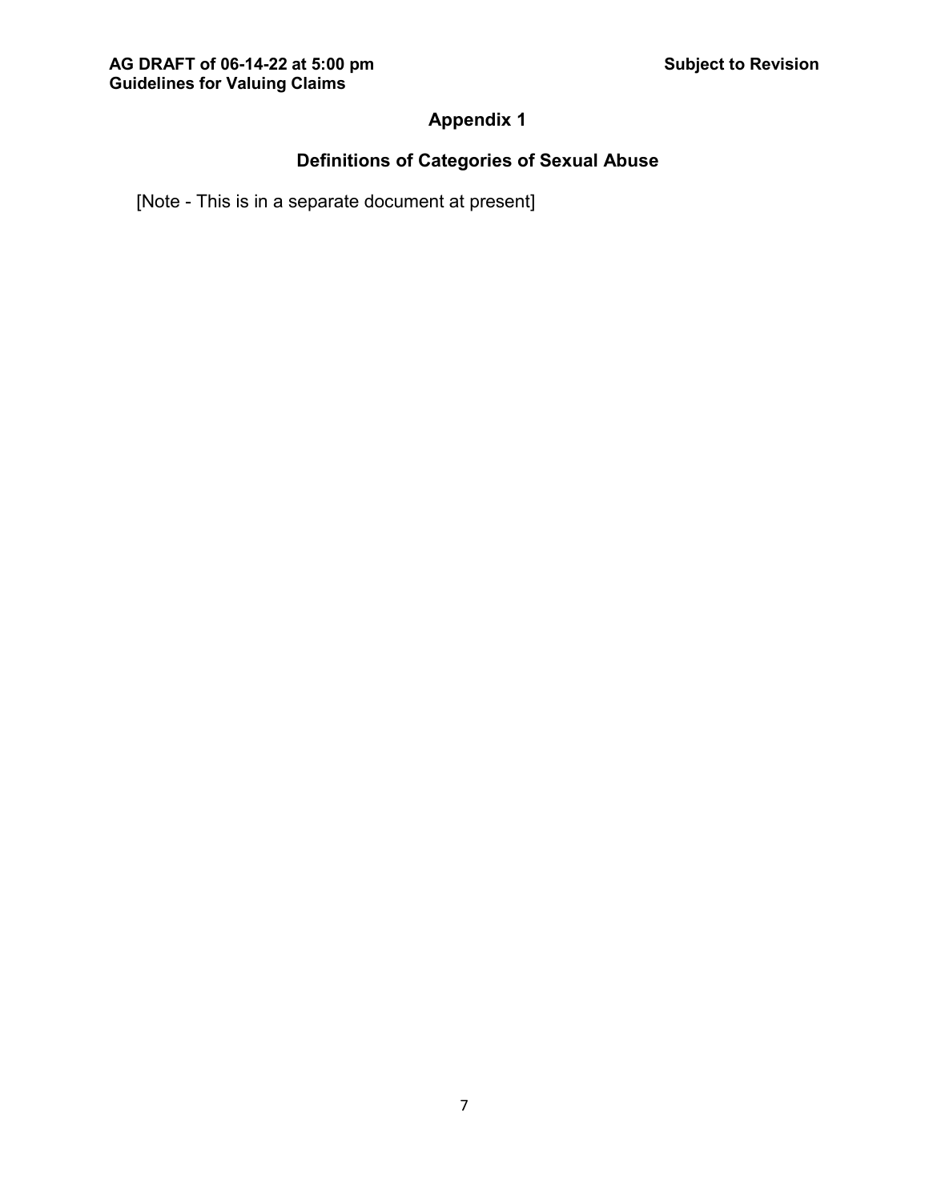# Appendix 1

## Definitions of Categories of Sexual Abuse

[Note - This is in a separate document at present]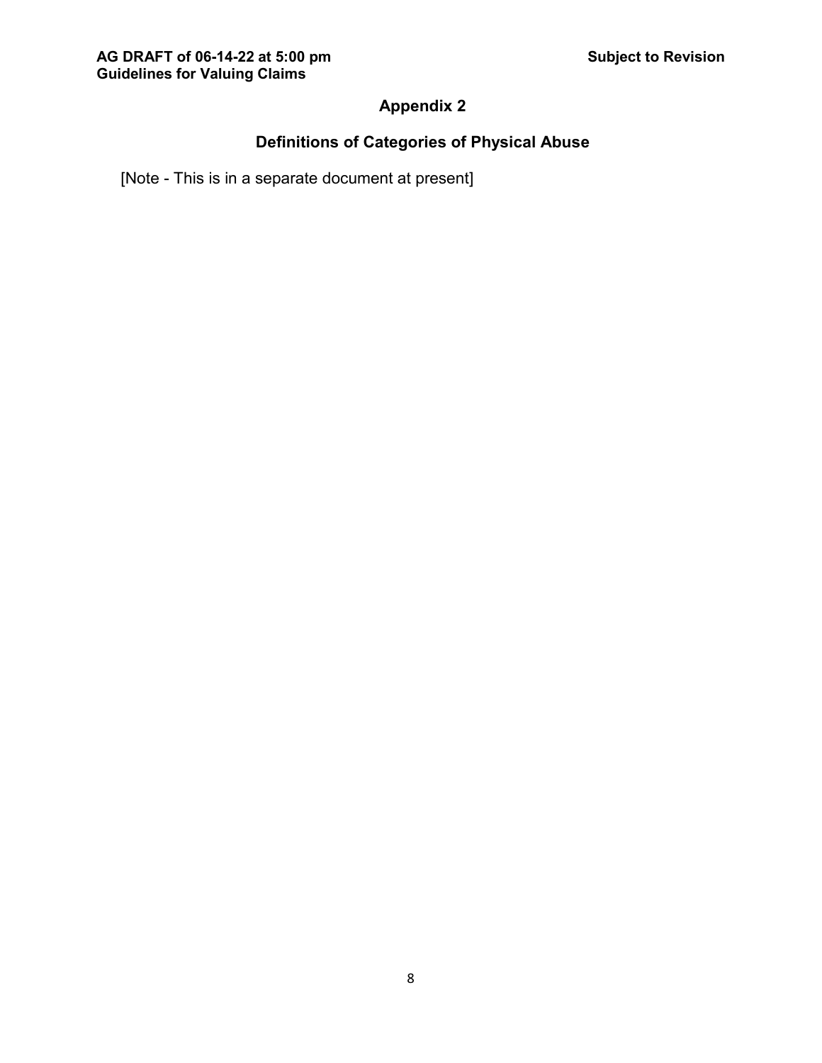# Appendix 2

## Definitions of Categories of Physical Abuse

[Note - This is in a separate document at present]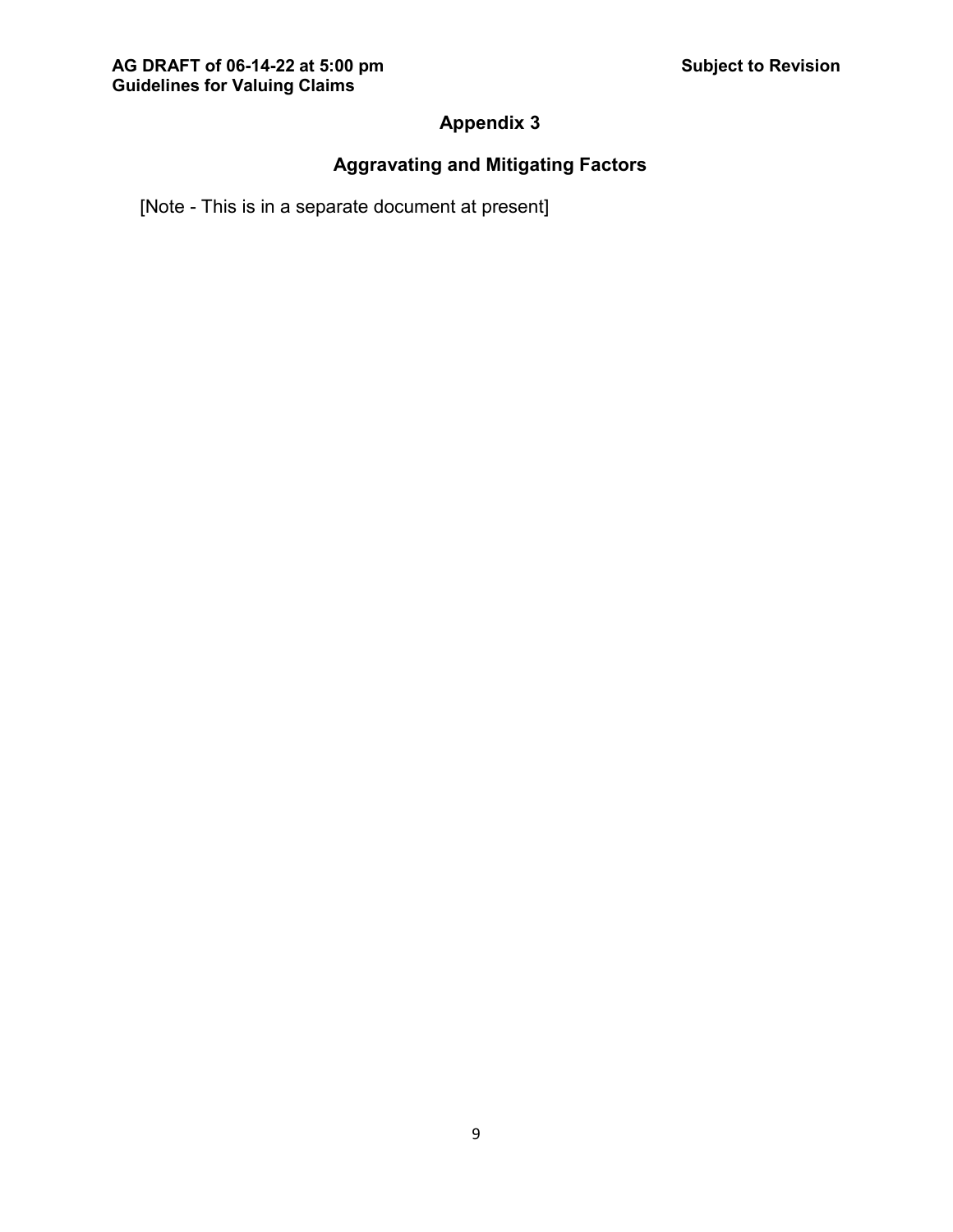# Appendix 3

## Aggravating and Mitigating Factors

[Note - This is in a separate document at present]